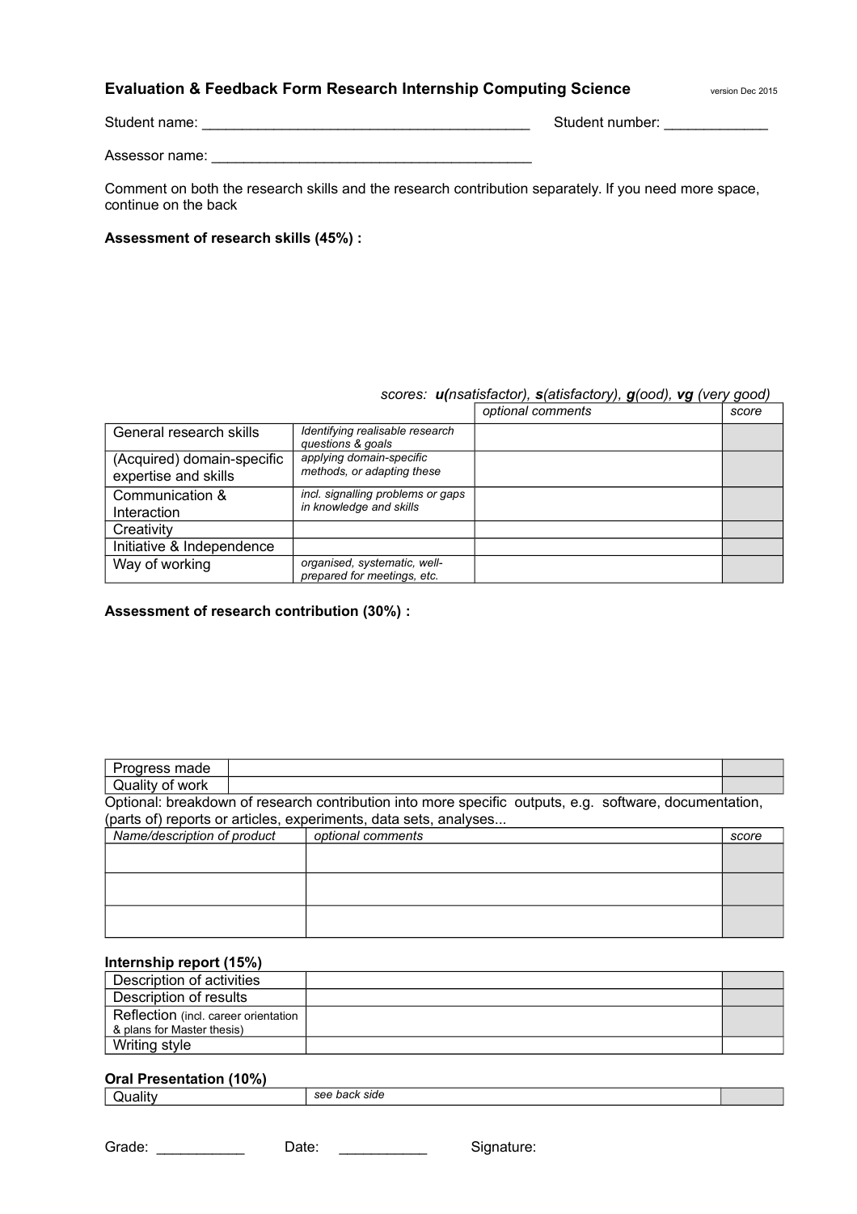## Evaluation & Feedback Form Research Internship Computing Science

version Dec 2015

Student name: ________________________________________ Student number: _____________

Assessor name: ________________________________________

Comment on both the research skills and the research contribution separately. If you need more space, continue on the back

**Assessment of research skills (45%) :**

*scores:* ***u****(nsatisfactor),* ***s****(atisfactory),* ***g****(ood),* ***vg*** *(very good)*

| | | *optional comments* | *score* |
|---|---|---|---|
| General research skills | *Identifying realisable research questions & goals* | | |
| (Acquired) domain-specific expertise and skills | *applying domain-specific methods, or adapting these* | | |
| Communication & Interaction | *incl. signalling problems or gaps in knowledge and skills* | | |
| Creativity | | | |
| Initiative & Independence | | | |
| Way of working | *organised, systematic, well-prepared for meetings, etc.* | | |

**Assessment of research contribution (30%) :**

| | | |
|---|---|---|
| Progress made | | |
| Quality of work | | |

Optional: breakdown of research contribution into more specific outputs, e.g. software, documentation, (parts of) reports or articles, experiments, data sets, analyses...

| *Name/description of product* | *optional comments* | *score* |
|---|---|---|
| | | |
| | | |
| | | |

**Internship report (15%)**

| | | |
|---|---|---|
| Description of activities | | |
| Description of results | | |
| Reflection (incl. career orientation & plans for Master thesis) | | |
| Writing style | | |

**Oral Presentation (10%)**

| | | |
|---|---|---|
| Quality | *see back side* | |

Grade: ___________ Date: ___________ Signature: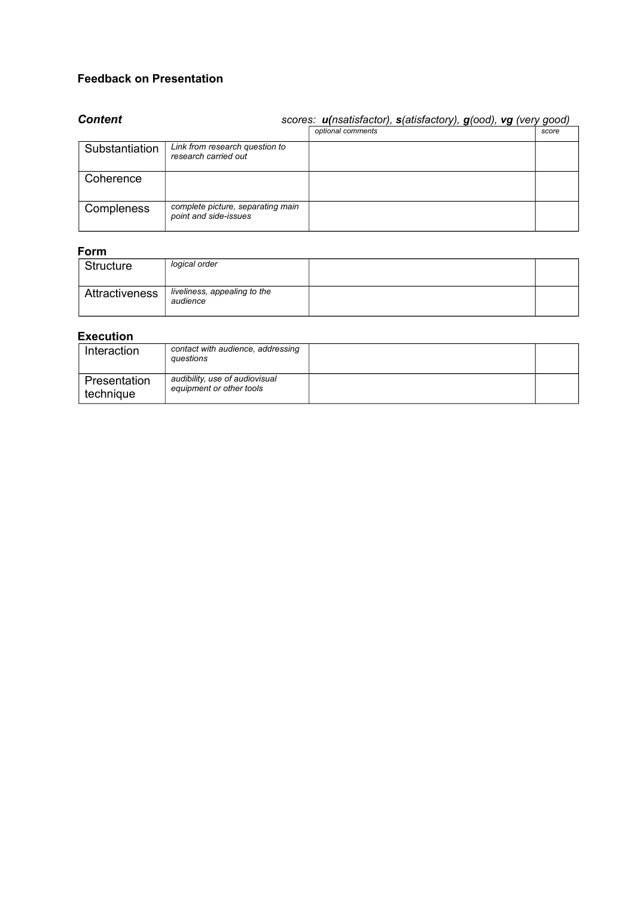**Feedback on Presentation**

***Content*** *scores: **u(**nsatisfactor), **s**(atisfactory), **g**(ood), **vg** (very good)*

| | | *optional comments* | *score* |
|---|---|---|---|
| Substantiation | *Link from research question to research carried out* | | |
| Coherence | | | |
| Compleness | *complete picture, separating main point and side-issues* | | |

**Form**

| | | | |
|---|---|---|---|
| Structure | *logical order* | | |
| Attractiveness | *liveliness, appealing to the audience* | | |

**Execution**

| | | | |
|---|---|---|---|
| Interaction | *contact with audience, addressing questions* | | |
| Presentation technique | *audibility, use of audiovisual equipment or other tools* | | |